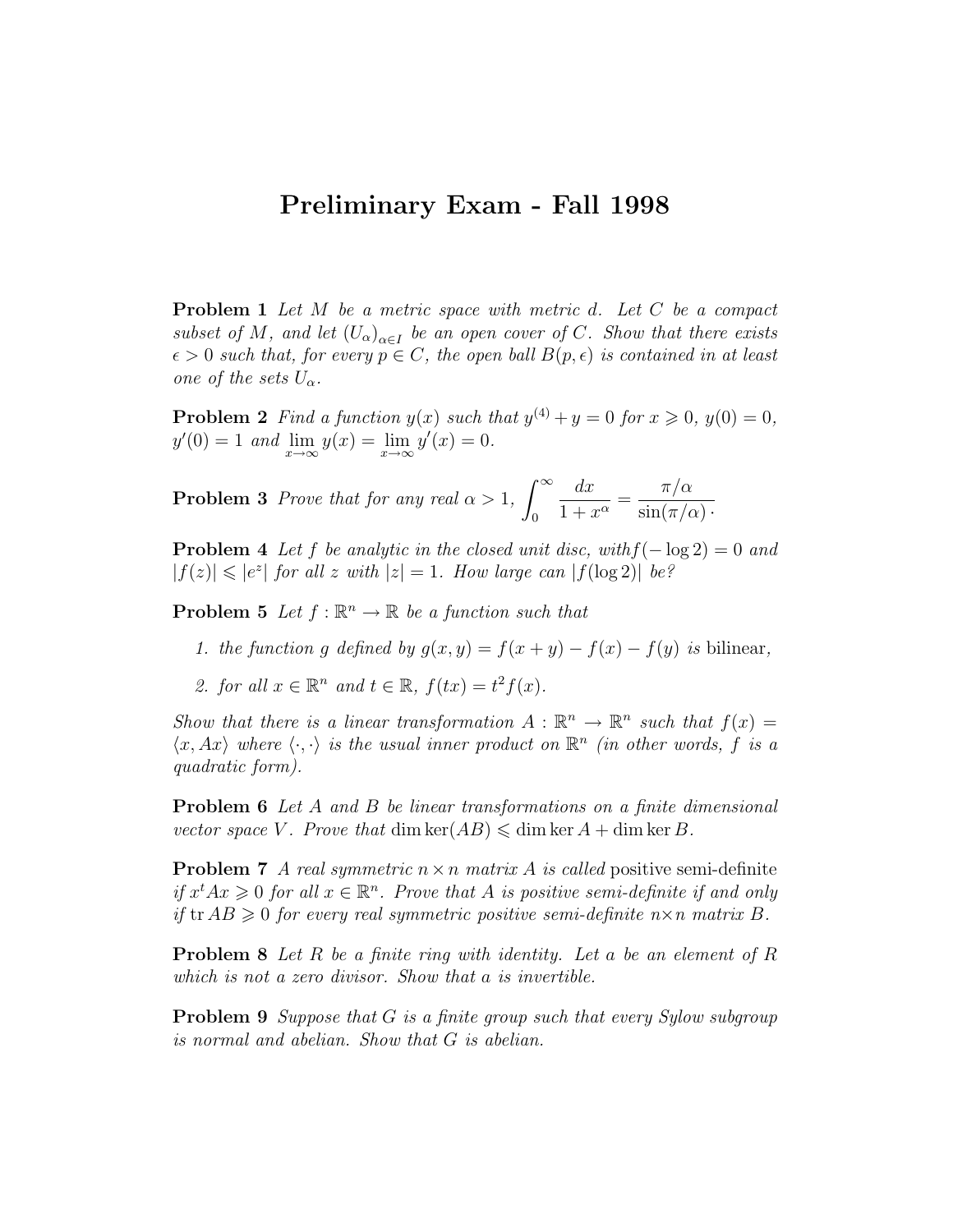# Preliminary Exam - Fall 1998

**Problem 1** *Let $M$ be a metric space with metric $d$. Let $C$ be a compact subset of $M$, and let $(U_\alpha)_{\alpha \in I}$ be an open cover of $C$. Show that there exists $\epsilon > 0$ such that, for every $p \in C$, the open ball $B(p, \epsilon)$ is contained in at least one of the sets $U_\alpha$.*

**Problem 2** *Find a function $y(x)$ such that $y^{(4)} + y = 0$ for $x \geqslant 0$, $y(0) = 0$, $y'(0) = 1$ and $\lim_{x\to\infty} y(x) = \lim_{x\to\infty} y'(x) = 0$.*

**Problem 3** *Prove that for any real $\alpha > 1$,* $\displaystyle\int_0^\infty \frac{dx}{1 + x^\alpha} = \frac{\pi/\alpha}{\sin(\pi/\alpha)}.$

**Problem 4** *Let $f$ be analytic in the closed unit disc, with$f(-\log 2) = 0$ and $|f(z)| \leqslant |e^z|$ for all $z$ with $|z| = 1$. How large can $|f(\log 2)|$ be?*

**Problem 5** *Let $f : \mathbb{R}^n \to \mathbb{R}$ be a function such that*

1. *the function $g$ defined by $g(x, y) = f(x + y) - f(x) - f(y)$ is* bilinear,
2. *for all $x \in \mathbb{R}^n$ and $t \in \mathbb{R}$, $f(tx) = t^2 f(x)$.*

*Show that there is a linear transformation $A : \mathbb{R}^n \to \mathbb{R}^n$ such that $f(x) = \langle x, Ax \rangle$ where $\langle \cdot, \cdot \rangle$ is the usual inner product on $\mathbb{R}^n$ (in other words, $f$ is a quadratic form).*

**Problem 6** *Let $A$ and $B$ be linear transformations on a finite dimensional vector space $V$. Prove that* $\dim \ker(AB) \leqslant \dim \ker A + \dim \ker B$.

**Problem 7** *A real symmetric $n \times n$ matrix $A$ is called* positive semi-definite *if $x^t A x \geqslant 0$ for all $x \in \mathbb{R}^n$. Prove that $A$ is positive semi-definite if and only if $\operatorname{tr} AB \geqslant 0$ for every real symmetric positive semi-definite $n \times n$ matrix $B$.*

**Problem 8** *Let $R$ be a finite ring with identity. Let $a$ be an element of $R$ which is not a zero divisor. Show that $a$ is invertible.*

**Problem 9** *Suppose that $G$ is a finite group such that every Sylow subgroup is normal and abelian. Show that $G$ is abelian.*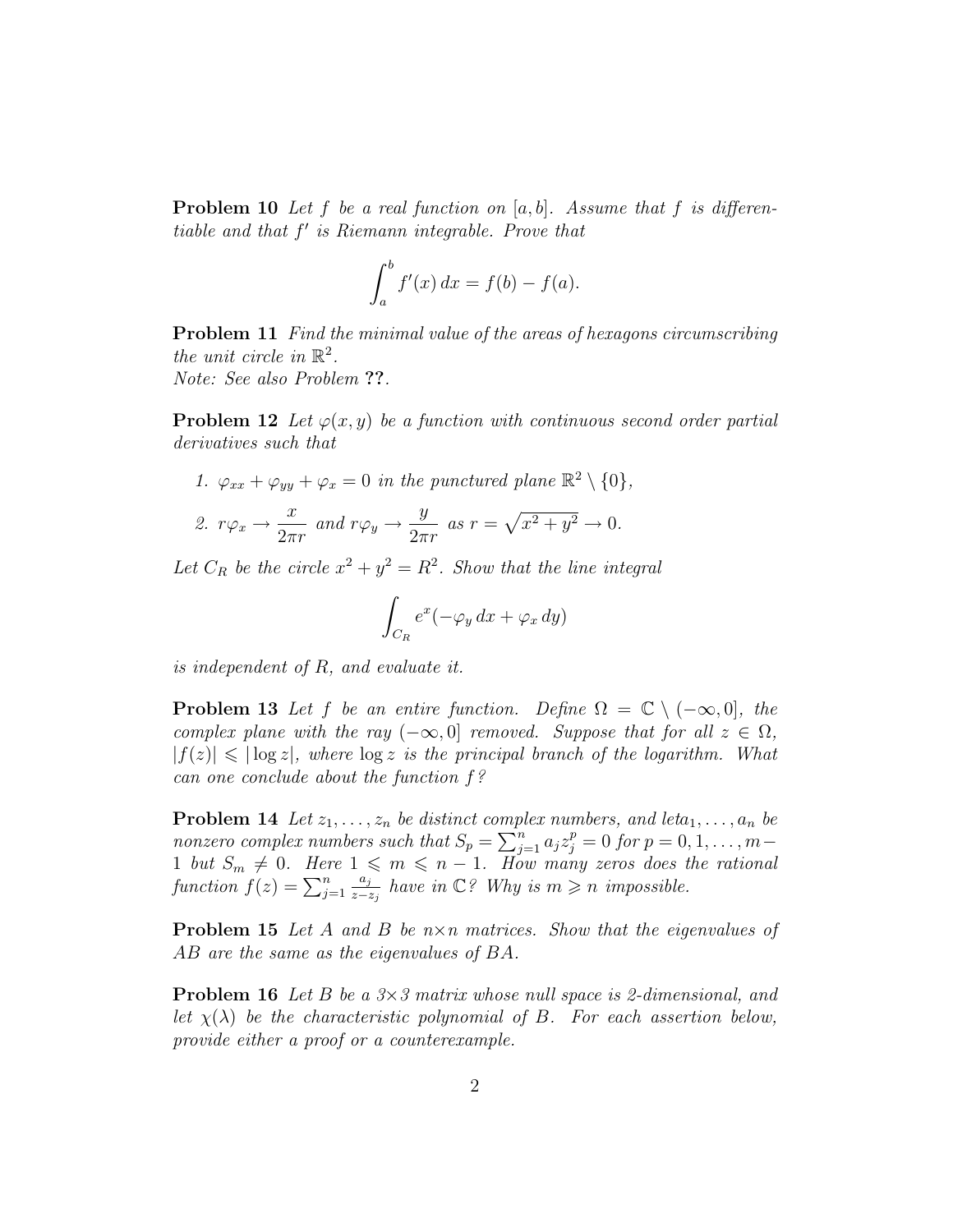**Problem 10** *Let $f$ be a real function on $[a,b]$. Assume that $f$ is differentiable and that $f'$ is Riemann integrable. Prove that*

$$\int_a^b f'(x)\,dx = f(b) - f(a).$$

**Problem 11** *Find the minimal value of the areas of hexagons circumscribing the unit circle in $\mathbb{R}^2$.*
*Note: See also Problem* **??**.

**Problem 12** *Let $\varphi(x,y)$ be a function with continuous second order partial derivatives such that*

1. *$\varphi_{xx} + \varphi_{yy} + \varphi_x = 0$ in the punctured plane $\mathbb{R}^2 \setminus \{0\}$,*
2. *$r\varphi_x \to \dfrac{x}{2\pi r}$ and $r\varphi_y \to \dfrac{y}{2\pi r}$ as $r = \sqrt{x^2+y^2} \to 0$.*

*Let $C_R$ be the circle $x^2 + y^2 = R^2$. Show that the line integral*

$$\int_{C_R} e^x(-\varphi_y\,dx + \varphi_x\,dy)$$

*is independent of $R$, and evaluate it.*

**Problem 13** *Let $f$ be an entire function. Define $\Omega = \mathbb{C} \setminus (-\infty, 0]$, the complex plane with the ray $(-\infty, 0]$ removed. Suppose that for all $z \in \Omega$, $|f(z)| \leqslant |\log z|$, where $\log z$ is the principal branch of the logarithm. What can one conclude about the function $f$?*

**Problem 14** *Let $z_1, \ldots, z_n$ be distinct complex numbers, and leta$_1, \ldots, a_n$ be nonzero complex numbers such that $S_p = \sum_{j=1}^n a_j z_j^p = 0$ for $p = 0, 1, \ldots, m-1$ but $S_m \neq 0$. Here $1 \leqslant m \leqslant n-1$. How many zeros does the rational function $f(z) = \sum_{j=1}^n \frac{a_j}{z - z_j}$ have in $\mathbb{C}$? Why is $m \geqslant n$ impossible.*

**Problem 15** *Let $A$ and $B$ be $n\times n$ matrices. Show that the eigenvalues of $AB$ are the same as the eigenvalues of $BA$.*

**Problem 16** *Let $B$ be a $3\times 3$ matrix whose null space is 2-dimensional, and let $\chi(\lambda)$ be the characteristic polynomial of $B$. For each assertion below, provide either a proof or a counterexample.*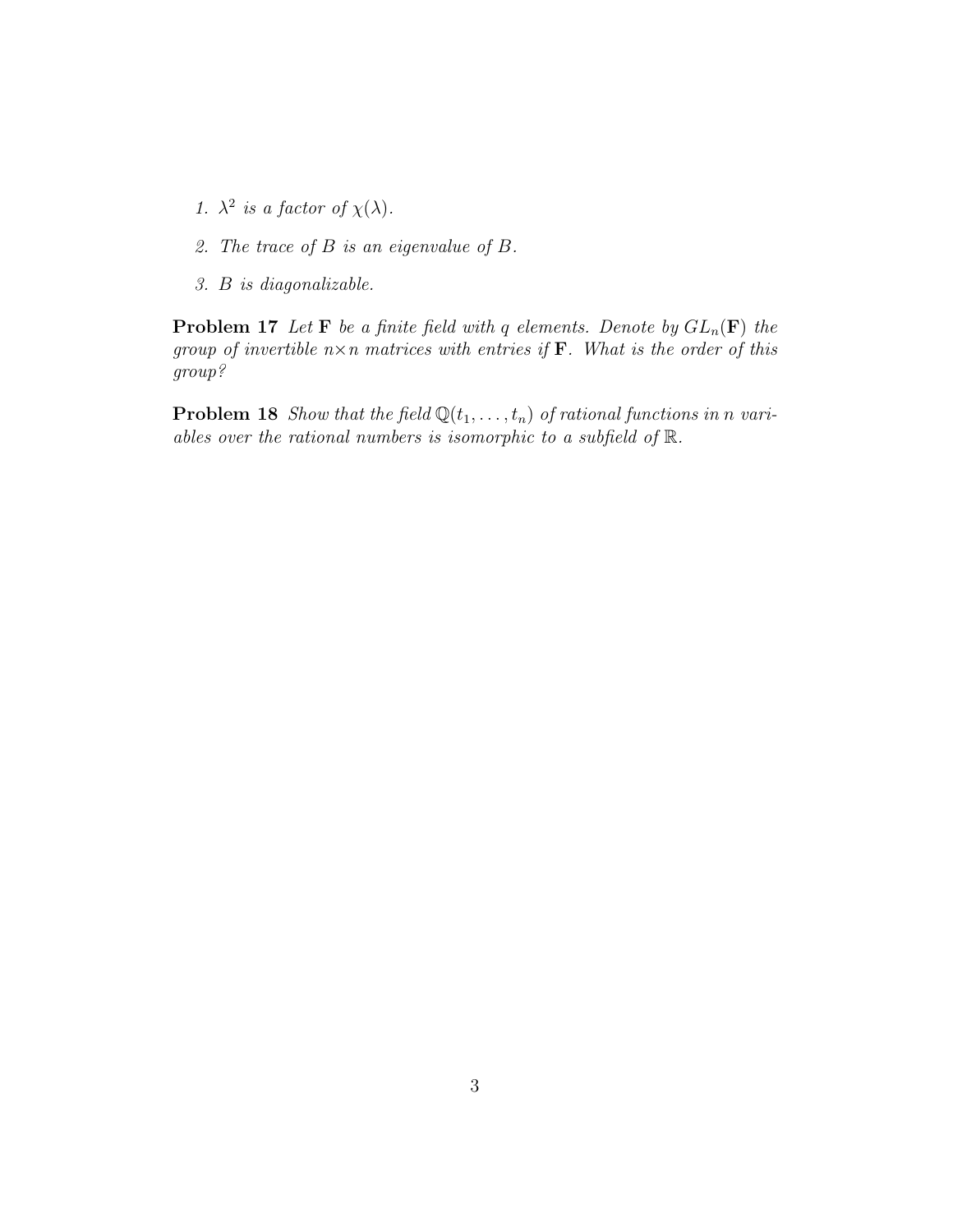1. $\lambda^2$ *is a factor of* $\chi(\lambda)$.

2. *The trace of* $B$ *is an eigenvalue of* $B$.

3. $B$ *is diagonalizable.*

**Problem 17** *Let* $\mathbf{F}$ *be a finite field with* $q$ *elements. Denote by* $GL_n(\mathbf{F})$ *the group of invertible* $n \times n$ *matrices with entries if* $\mathbf{F}$*. What is the order of this group?*

**Problem 18** *Show that the field* $\mathbb{Q}(t_1, \ldots, t_n)$ *of rational functions in* $n$ *variables over the rational numbers is isomorphic to a subfield of* $\mathbb{R}$.